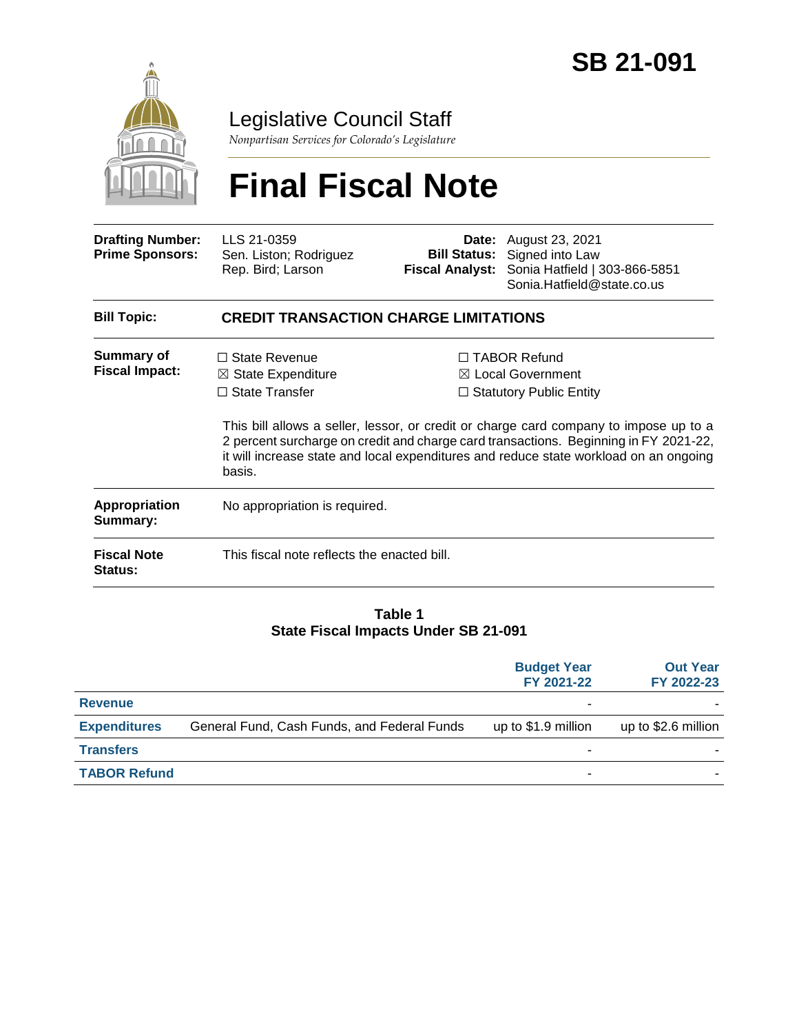# SB 21-091

## Legislative Council Staff

*Nonpartisan Services for Colorado's Legislature*

# Final Fiscal Note

| | | | |
|---|---|---|---|
| **Drafting Number:** | LLS 21-0359 | **Date:** | August 23, 2021 |
| **Prime Sponsors:** | Sen. Liston; Rodriguez<br>Rep. Bird; Larson | **Bill Status:** | Signed into Law |
| | | **Fiscal Analyst:** | Sonia Hatfield \| 303-866-5851<br>Sonia.Hatfield@state.co.us |

**Bill Topic:** **CREDIT TRANSACTION CHARGE LIMITATIONS**

**Summary of Fiscal Impact:**

☐ State Revenue
☒ State Expenditure
☐ State Transfer
☐ TABOR Refund
☒ Local Government
☐ Statutory Public Entity

This bill allows a seller, lessor, or credit or charge card company to impose up to a 2 percent surcharge on credit and charge card transactions. Beginning in FY 2021-22, it will increase state and local expenditures and reduce state workload on an ongoing basis.

**Appropriation Summary:** No appropriation is required.

**Fiscal Note Status:** This fiscal note reflects the enacted bill.

**Table 1**
**State Fiscal Impacts Under SB 21-091**

| | | Budget Year FY 2021-22 | Out Year FY 2022-23 |
|---|---|---|---|
| **Revenue** | | - | - |
| **Expenditures** | General Fund, Cash Funds, and Federal Funds | up to $1.9 million | up to $2.6 million |
| **Transfers** | | - | - |
| **TABOR Refund** | | - | - |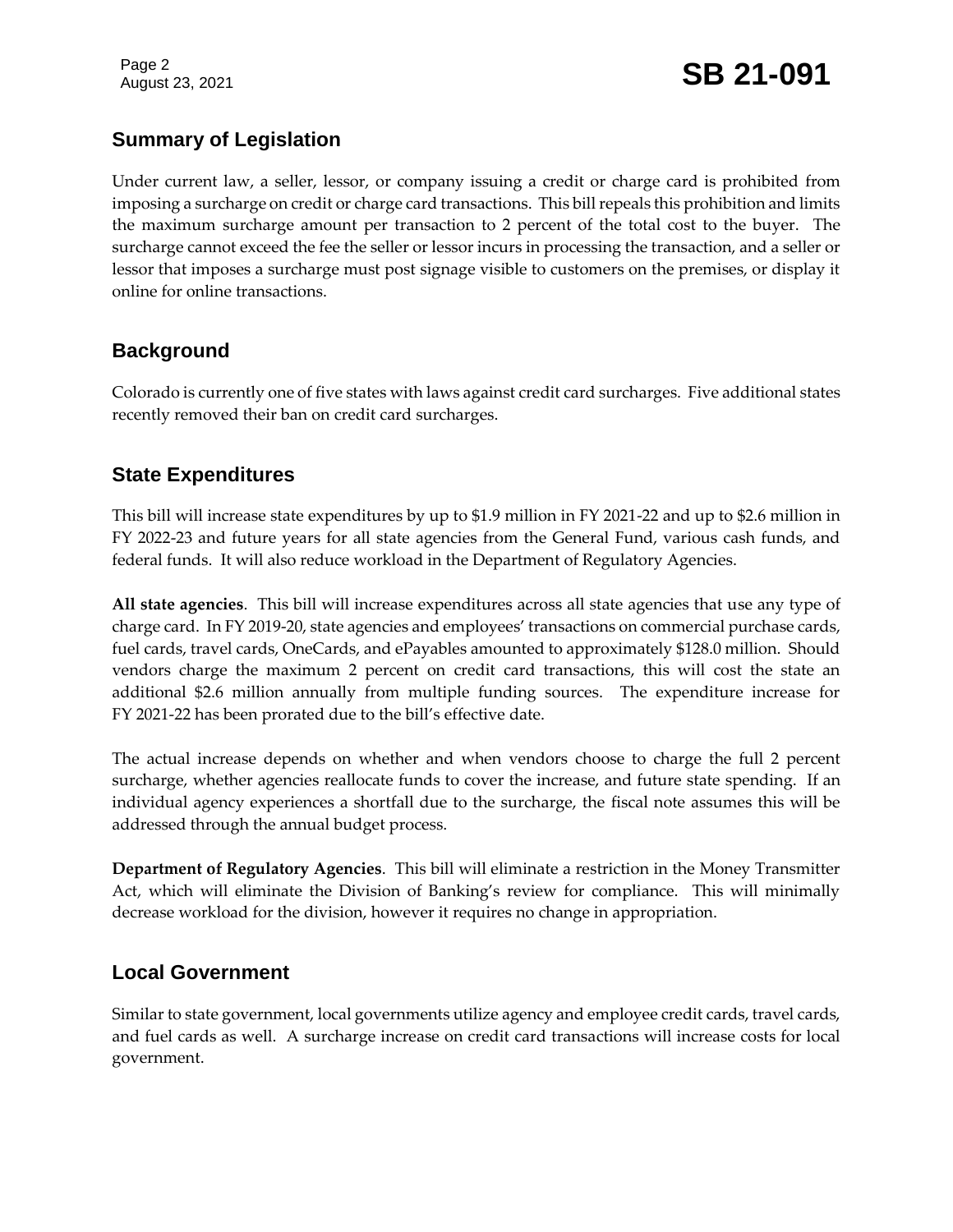## Summary of Legislation

Under current law, a seller, lessor, or company issuing a credit or charge card is prohibited from imposing a surcharge on credit or charge card transactions. This bill repeals this prohibition and limits the maximum surcharge amount per transaction to 2 percent of the total cost to the buyer. The surcharge cannot exceed the fee the seller or lessor incurs in processing the transaction, and a seller or lessor that imposes a surcharge must post signage visible to customers on the premises, or display it online for online transactions.

## Background

Colorado is currently one of five states with laws against credit card surcharges. Five additional states recently removed their ban on credit card surcharges.

## State Expenditures

This bill will increase state expenditures by up to $1.9 million in FY 2021-22 and up to $2.6 million in FY 2022-23 and future years for all state agencies from the General Fund, various cash funds, and federal funds. It will also reduce workload in the Department of Regulatory Agencies.

**All state agencies**. This bill will increase expenditures across all state agencies that use any type of charge card. In FY 2019-20, state agencies and employees' transactions on commercial purchase cards, fuel cards, travel cards, OneCards, and ePayables amounted to approximately $128.0 million. Should vendors charge the maximum 2 percent on credit card transactions, this will cost the state an additional $2.6 million annually from multiple funding sources. The expenditure increase for FY 2021-22 has been prorated due to the bill's effective date.

The actual increase depends on whether and when vendors choose to charge the full 2 percent surcharge, whether agencies reallocate funds to cover the increase, and future state spending. If an individual agency experiences a shortfall due to the surcharge, the fiscal note assumes this will be addressed through the annual budget process.

**Department of Regulatory Agencies**. This bill will eliminate a restriction in the Money Transmitter Act, which will eliminate the Division of Banking's review for compliance. This will minimally decrease workload for the division, however it requires no change in appropriation.

## Local Government

Similar to state government, local governments utilize agency and employee credit cards, travel cards, and fuel cards as well. A surcharge increase on credit card transactions will increase costs for local government.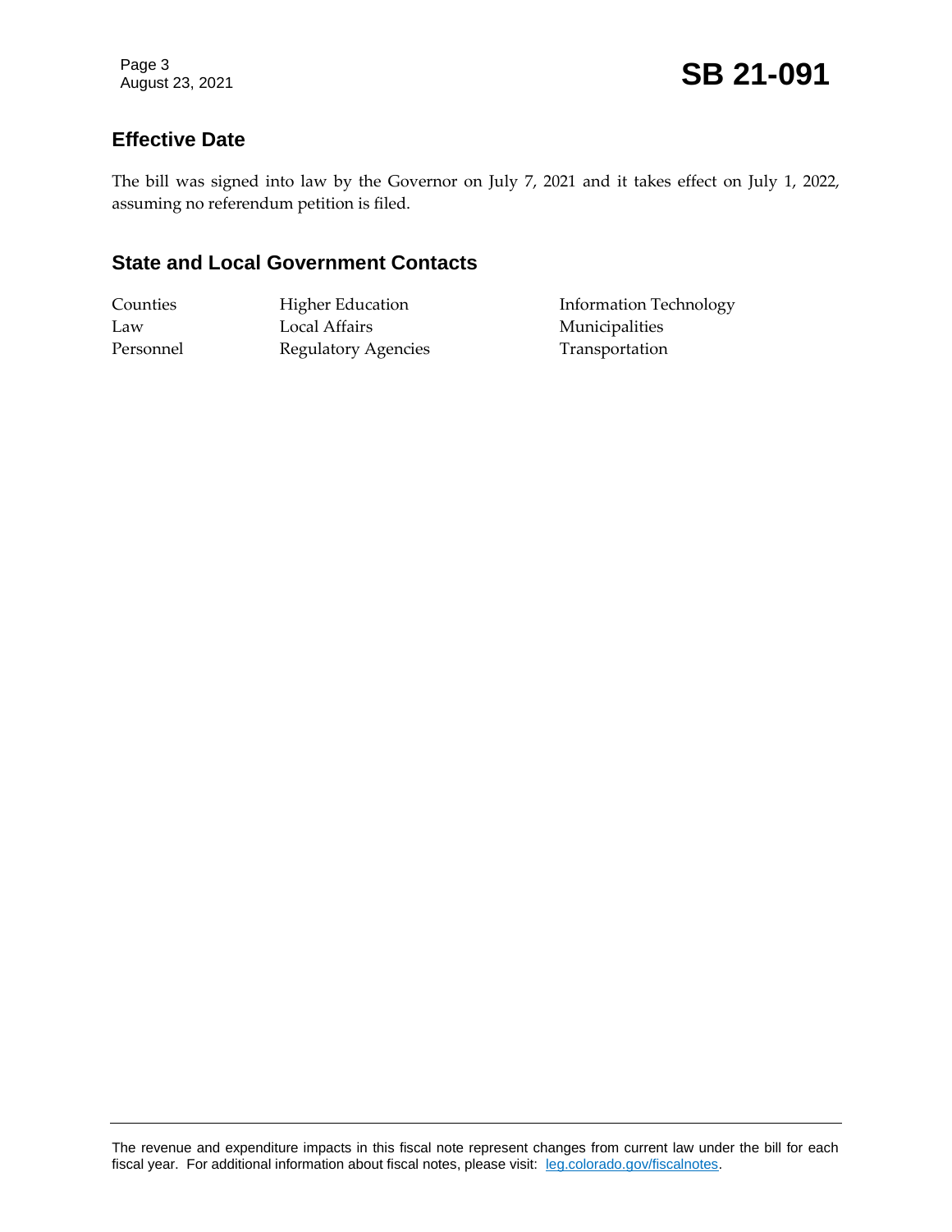## Effective Date

The bill was signed into law by the Governor on July 7, 2021 and it takes effect on July 1, 2022, assuming no referendum petition is filed.

## State and Local Government Contacts

| | | |
|---|---|---|
| Counties | Higher Education | Information Technology |
| Law | Local Affairs | Municipalities |
| Personnel | Regulatory Agencies | Transportation |

The revenue and expenditure impacts in this fiscal note represent changes from current law under the bill for each fiscal year. For additional information about fiscal notes, please visit: [leg.colorado.gov/fiscalnotes](leg.colorado.gov/fiscalnotes).